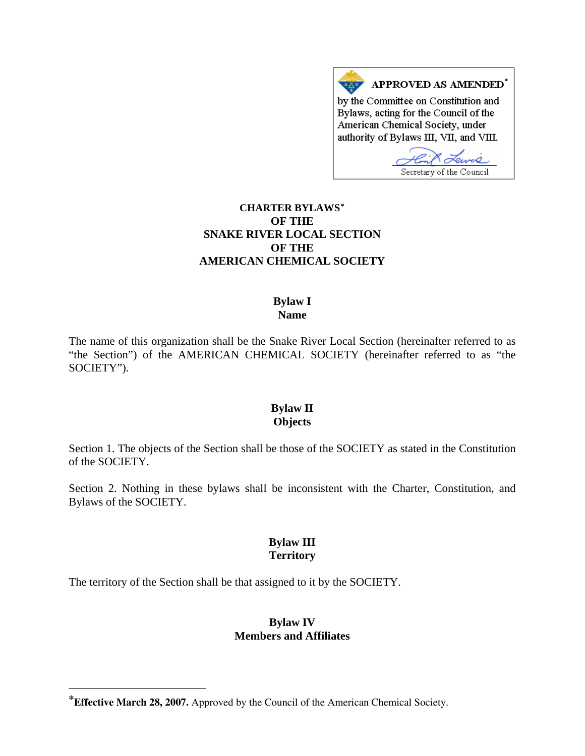**APPROVED AS AMENDED***

by the Committee on Constitution and Bylaws, acting for the Council of the American Chemical Society, under authority of Bylaws III, VII, and VIII.

Secretary of the Council

# CHARTER BYLAWS* OF THE SNAKE RIVER LOCAL SECTION OF THE AMERICAN CHEMICAL SOCIETY

## Bylaw I
## Name

The name of this organization shall be the Snake River Local Section (hereinafter referred to as "the Section") of the AMERICAN CHEMICAL SOCIETY (hereinafter referred to as "the SOCIETY").

## Bylaw II
## Objects

Section 1. The objects of the Section shall be those of the SOCIETY as stated in the Constitution of the SOCIETY.

Section 2. Nothing in these bylaws shall be inconsistent with the Charter, Constitution, and Bylaws of the SOCIETY.

## Bylaw III
## Territory

The territory of the Section shall be that assigned to it by the SOCIETY.

## Bylaw IV
## Members and Affiliates

---

***Effective March 28, 2007.** Approved by the Council of the American Chemical Society.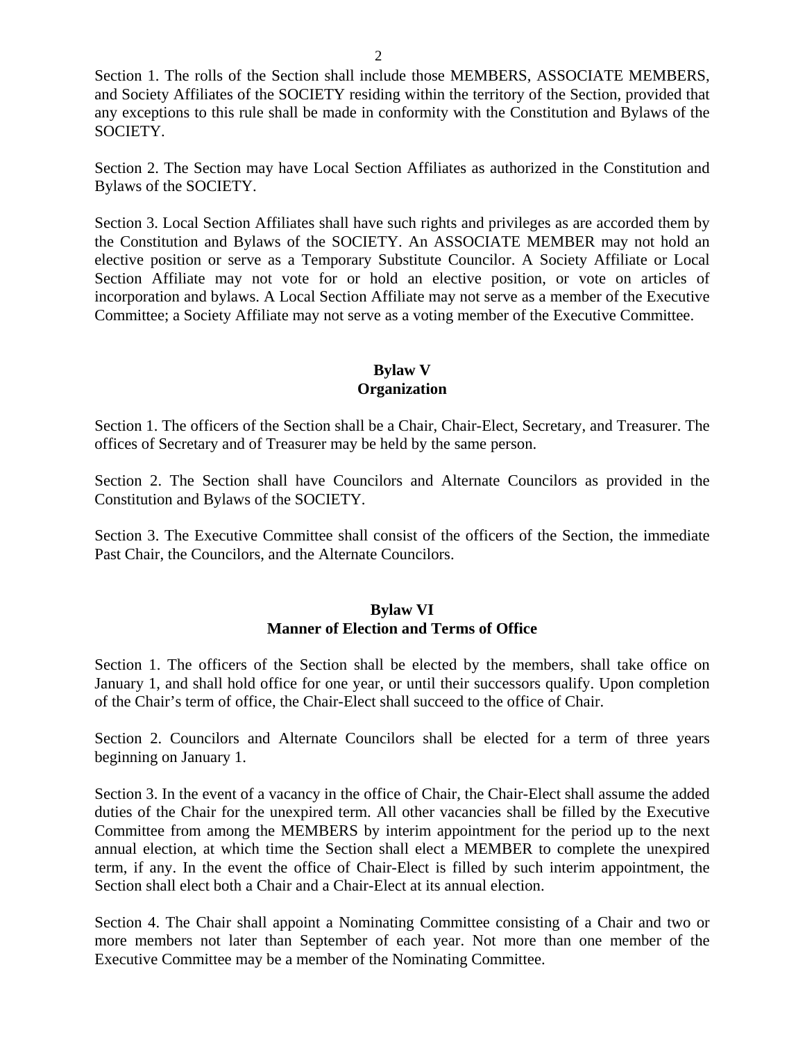Section 1. The rolls of the Section shall include those MEMBERS, ASSOCIATE MEMBERS, and Society Affiliates of the SOCIETY residing within the territory of the Section, provided that any exceptions to this rule shall be made in conformity with the Constitution and Bylaws of the SOCIETY.

Section 2. The Section may have Local Section Affiliates as authorized in the Constitution and Bylaws of the SOCIETY.

Section 3. Local Section Affiliates shall have such rights and privileges as are accorded them by the Constitution and Bylaws of the SOCIETY. An ASSOCIATE MEMBER may not hold an elective position or serve as a Temporary Substitute Councilor. A Society Affiliate or Local Section Affiliate may not vote for or hold an elective position, or vote on articles of incorporation and bylaws. A Local Section Affiliate may not serve as a member of the Executive Committee; a Society Affiliate may not serve as a voting member of the Executive Committee.

## Bylaw V
## Organization

Section 1. The officers of the Section shall be a Chair, Chair-Elect, Secretary, and Treasurer. The offices of Secretary and of Treasurer may be held by the same person.

Section 2. The Section shall have Councilors and Alternate Councilors as provided in the Constitution and Bylaws of the SOCIETY.

Section 3. The Executive Committee shall consist of the officers of the Section, the immediate Past Chair, the Councilors, and the Alternate Councilors.

## Bylaw VI
## Manner of Election and Terms of Office

Section 1. The officers of the Section shall be elected by the members, shall take office on January 1, and shall hold office for one year, or until their successors qualify. Upon completion of the Chair's term of office, the Chair-Elect shall succeed to the office of Chair.

Section 2. Councilors and Alternate Councilors shall be elected for a term of three years beginning on January 1.

Section 3. In the event of a vacancy in the office of Chair, the Chair-Elect shall assume the added duties of the Chair for the unexpired term. All other vacancies shall be filled by the Executive Committee from among the MEMBERS by interim appointment for the period up to the next annual election, at which time the Section shall elect a MEMBER to complete the unexpired term, if any. In the event the office of Chair-Elect is filled by such interim appointment, the Section shall elect both a Chair and a Chair-Elect at its annual election.

Section 4. The Chair shall appoint a Nominating Committee consisting of a Chair and two or more members not later than September of each year. Not more than one member of the Executive Committee may be a member of the Nominating Committee.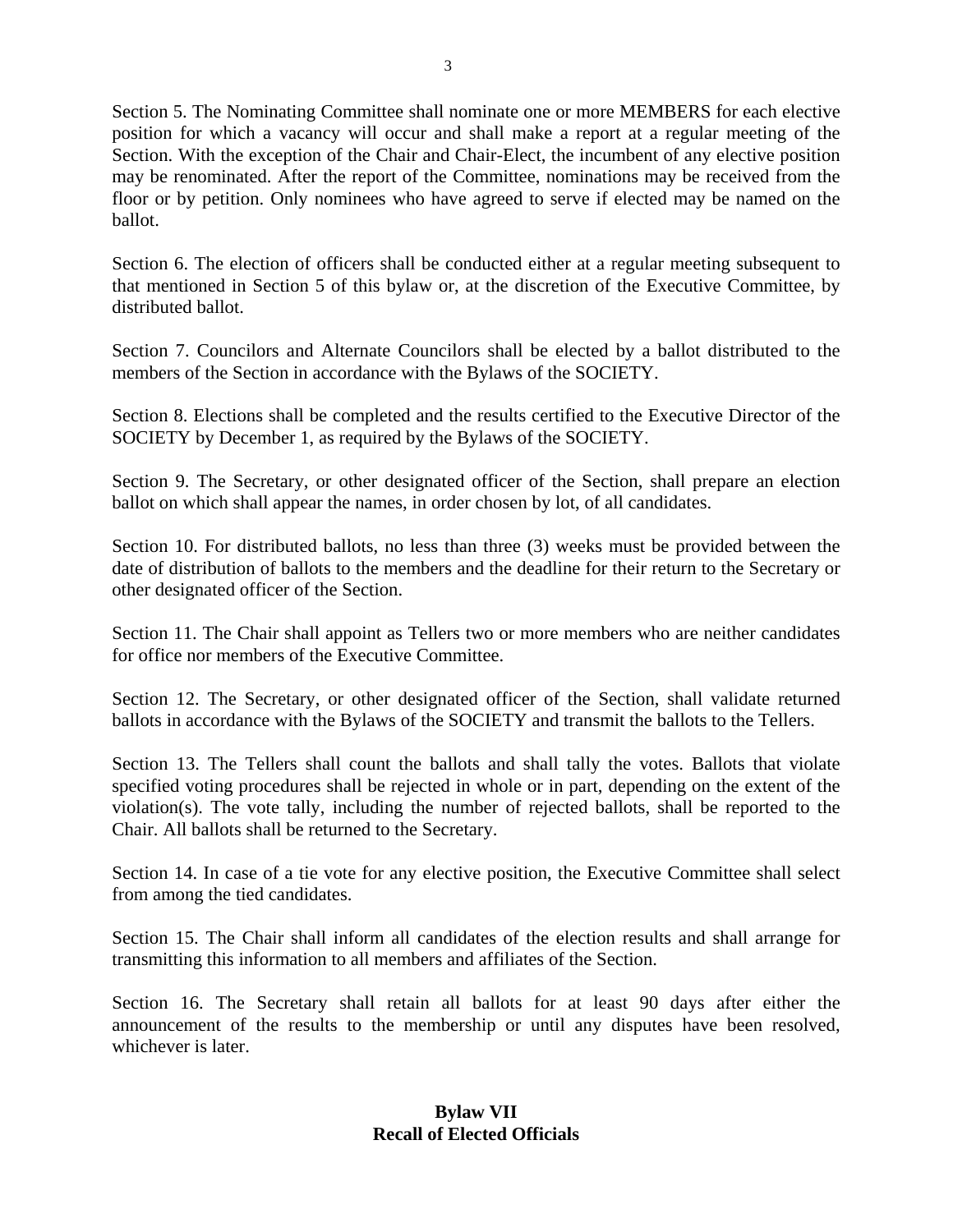Section 5. The Nominating Committee shall nominate one or more MEMBERS for each elective position for which a vacancy will occur and shall make a report at a regular meeting of the Section. With the exception of the Chair and Chair-Elect, the incumbent of any elective position may be renominated. After the report of the Committee, nominations may be received from the floor or by petition. Only nominees who have agreed to serve if elected may be named on the ballot.

Section 6. The election of officers shall be conducted either at a regular meeting subsequent to that mentioned in Section 5 of this bylaw or, at the discretion of the Executive Committee, by distributed ballot.

Section 7. Councilors and Alternate Councilors shall be elected by a ballot distributed to the members of the Section in accordance with the Bylaws of the SOCIETY.

Section 8. Elections shall be completed and the results certified to the Executive Director of the SOCIETY by December 1, as required by the Bylaws of the SOCIETY.

Section 9. The Secretary, or other designated officer of the Section, shall prepare an election ballot on which shall appear the names, in order chosen by lot, of all candidates.

Section 10. For distributed ballots, no less than three (3) weeks must be provided between the date of distribution of ballots to the members and the deadline for their return to the Secretary or other designated officer of the Section.

Section 11. The Chair shall appoint as Tellers two or more members who are neither candidates for office nor members of the Executive Committee.

Section 12. The Secretary, or other designated officer of the Section, shall validate returned ballots in accordance with the Bylaws of the SOCIETY and transmit the ballots to the Tellers.

Section 13. The Tellers shall count the ballots and shall tally the votes. Ballots that violate specified voting procedures shall be rejected in whole or in part, depending on the extent of the violation(s). The vote tally, including the number of rejected ballots, shall be reported to the Chair. All ballots shall be returned to the Secretary.

Section 14. In case of a tie vote for any elective position, the Executive Committee shall select from among the tied candidates.

Section 15. The Chair shall inform all candidates of the election results and shall arrange for transmitting this information to all members and affiliates of the Section.

Section 16. The Secretary shall retain all ballots for at least 90 days after either the announcement of the results to the membership or until any disputes have been resolved, whichever is later.

## Bylaw VII
## Recall of Elected Officials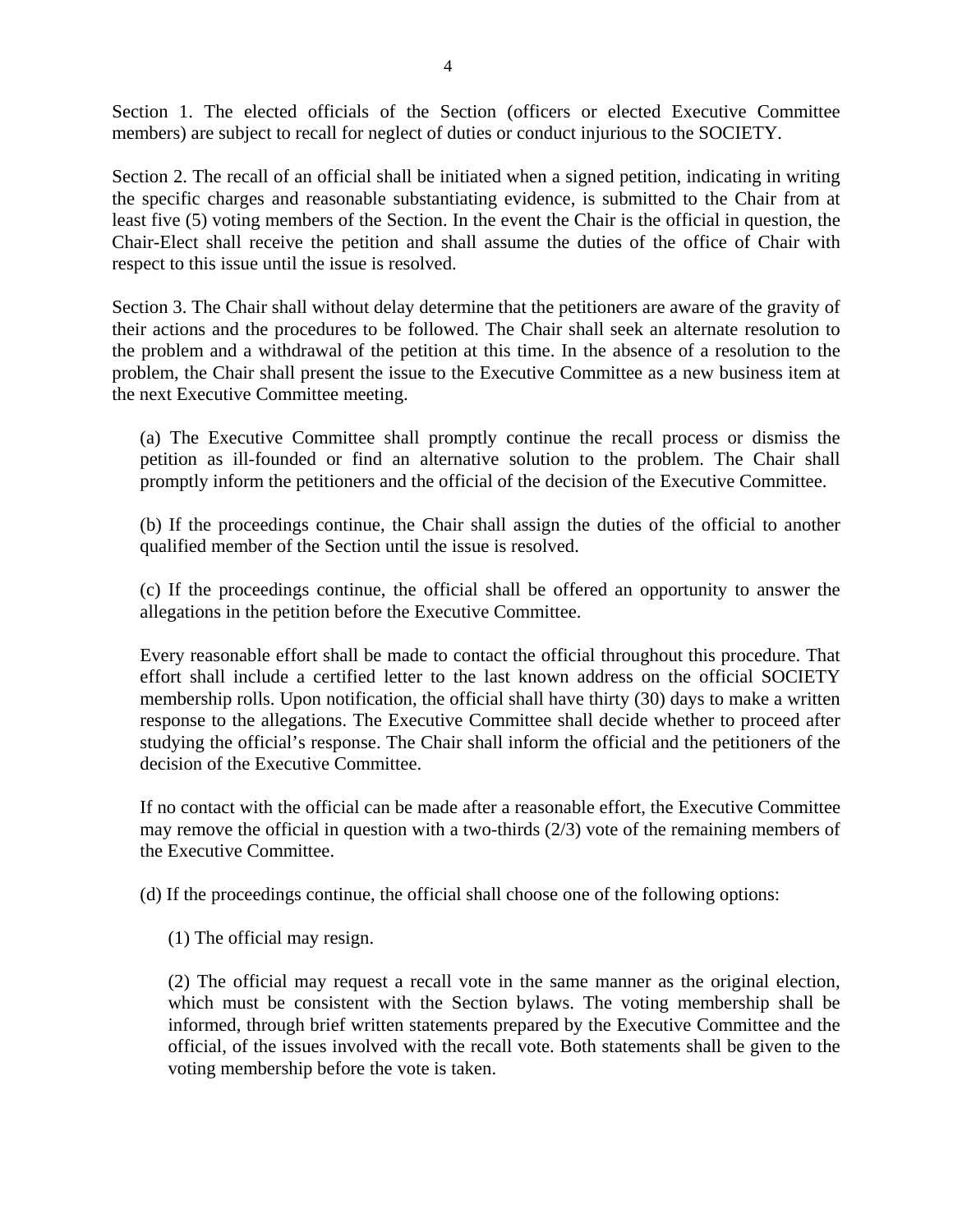Section 1. The elected officials of the Section (officers or elected Executive Committee members) are subject to recall for neglect of duties or conduct injurious to the SOCIETY.

Section 2. The recall of an official shall be initiated when a signed petition, indicating in writing the specific charges and reasonable substantiating evidence, is submitted to the Chair from at least five (5) voting members of the Section. In the event the Chair is the official in question, the Chair-Elect shall receive the petition and shall assume the duties of the office of Chair with respect to this issue until the issue is resolved.

Section 3. The Chair shall without delay determine that the petitioners are aware of the gravity of their actions and the procedures to be followed. The Chair shall seek an alternate resolution to the problem and a withdrawal of the petition at this time. In the absence of a resolution to the problem, the Chair shall present the issue to the Executive Committee as a new business item at the next Executive Committee meeting.

(a) The Executive Committee shall promptly continue the recall process or dismiss the petition as ill-founded or find an alternative solution to the problem. The Chair shall promptly inform the petitioners and the official of the decision of the Executive Committee.

(b) If the proceedings continue, the Chair shall assign the duties of the official to another qualified member of the Section until the issue is resolved.

(c) If the proceedings continue, the official shall be offered an opportunity to answer the allegations in the petition before the Executive Committee.

Every reasonable effort shall be made to contact the official throughout this procedure. That effort shall include a certified letter to the last known address on the official SOCIETY membership rolls. Upon notification, the official shall have thirty (30) days to make a written response to the allegations. The Executive Committee shall decide whether to proceed after studying the official's response. The Chair shall inform the official and the petitioners of the decision of the Executive Committee.

If no contact with the official can be made after a reasonable effort, the Executive Committee may remove the official in question with a two-thirds (2/3) vote of the remaining members of the Executive Committee.

(d) If the proceedings continue, the official shall choose one of the following options:

(1) The official may resign.

(2) The official may request a recall vote in the same manner as the original election, which must be consistent with the Section bylaws. The voting membership shall be informed, through brief written statements prepared by the Executive Committee and the official, of the issues involved with the recall vote. Both statements shall be given to the voting membership before the vote is taken.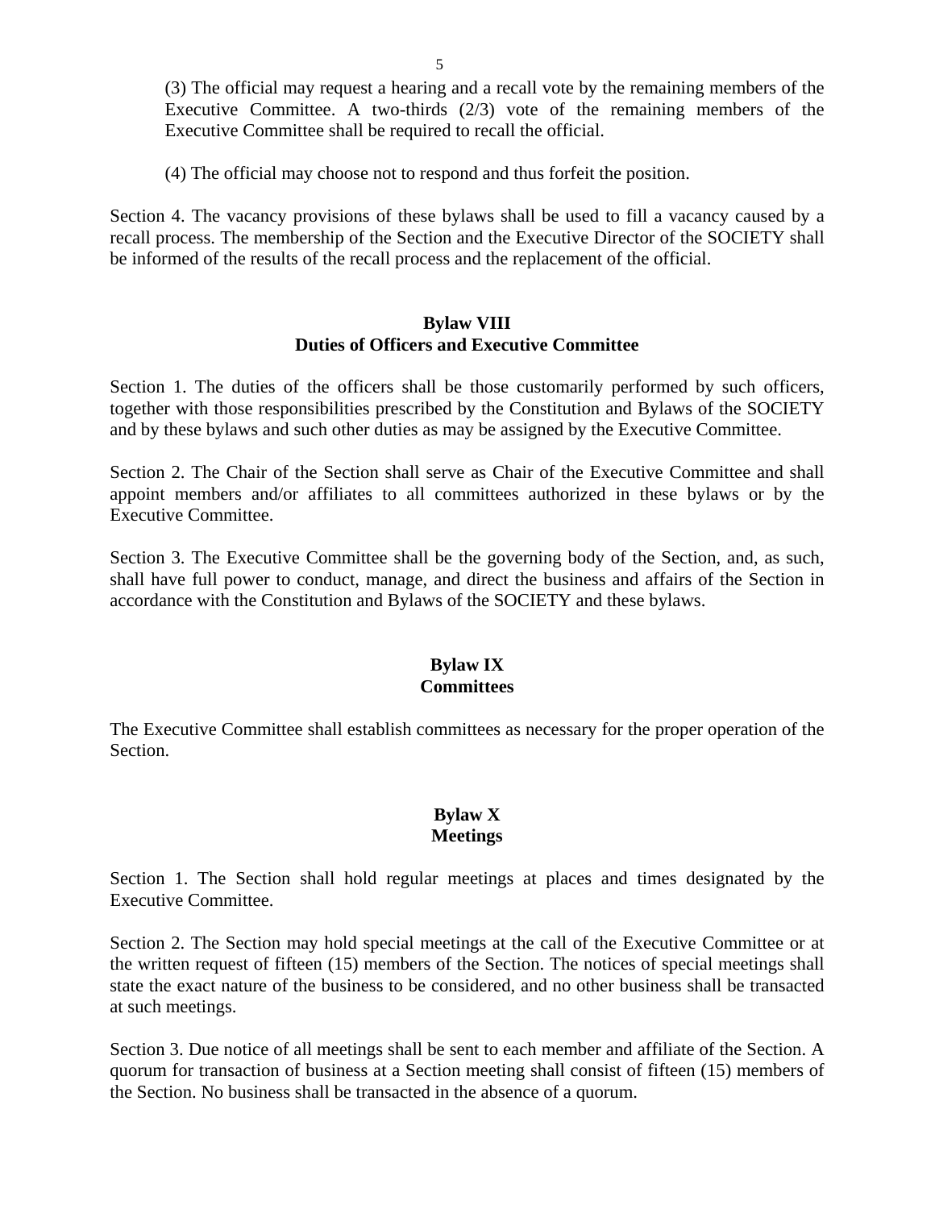(3) The official may request a hearing and a recall vote by the remaining members of the Executive Committee. A two-thirds (2/3) vote of the remaining members of the Executive Committee shall be required to recall the official.

(4) The official may choose not to respond and thus forfeit the position.

Section 4. The vacancy provisions of these bylaws shall be used to fill a vacancy caused by a recall process. The membership of the Section and the Executive Director of the SOCIETY shall be informed of the results of the recall process and the replacement of the official.

## Bylaw VIII
## Duties of Officers and Executive Committee

Section 1. The duties of the officers shall be those customarily performed by such officers, together with those responsibilities prescribed by the Constitution and Bylaws of the SOCIETY and by these bylaws and such other duties as may be assigned by the Executive Committee.

Section 2. The Chair of the Section shall serve as Chair of the Executive Committee and shall appoint members and/or affiliates to all committees authorized in these bylaws or by the Executive Committee.

Section 3. The Executive Committee shall be the governing body of the Section, and, as such, shall have full power to conduct, manage, and direct the business and affairs of the Section in accordance with the Constitution and Bylaws of the SOCIETY and these bylaws.

## Bylaw IX
## Committees

The Executive Committee shall establish committees as necessary for the proper operation of the Section.

## Bylaw X
## Meetings

Section 1. The Section shall hold regular meetings at places and times designated by the Executive Committee.

Section 2. The Section may hold special meetings at the call of the Executive Committee or at the written request of fifteen (15) members of the Section. The notices of special meetings shall state the exact nature of the business to be considered, and no other business shall be transacted at such meetings.

Section 3. Due notice of all meetings shall be sent to each member and affiliate of the Section. A quorum for transaction of business at a Section meeting shall consist of fifteen (15) members of the Section. No business shall be transacted in the absence of a quorum.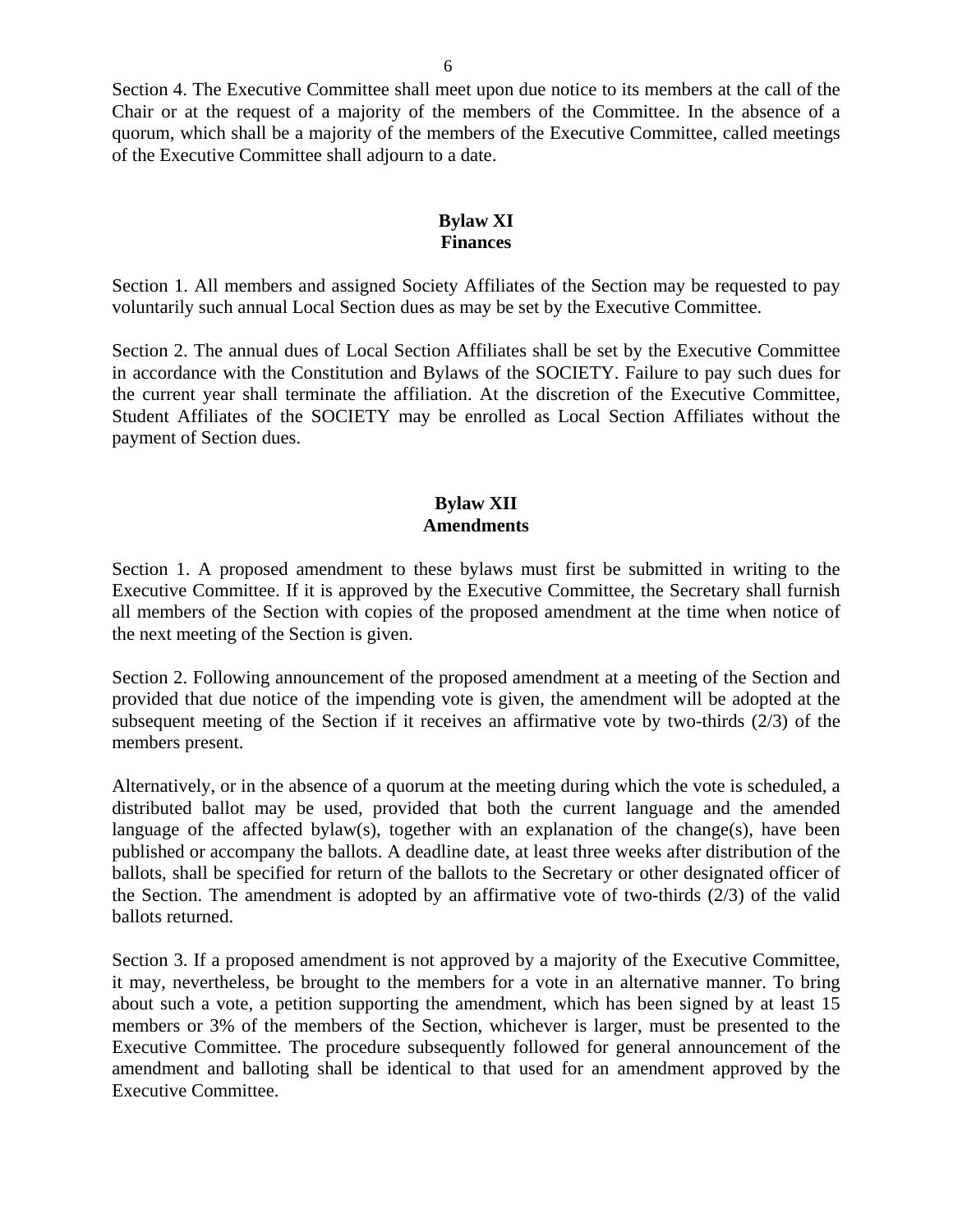Section 4. The Executive Committee shall meet upon due notice to its members at the call of the Chair or at the request of a majority of the members of the Committee. In the absence of a quorum, which shall be a majority of the members of the Executive Committee, called meetings of the Executive Committee shall adjourn to a date.

## Bylaw XI
## Finances

Section 1. All members and assigned Society Affiliates of the Section may be requested to pay voluntarily such annual Local Section dues as may be set by the Executive Committee.

Section 2. The annual dues of Local Section Affiliates shall be set by the Executive Committee in accordance with the Constitution and Bylaws of the SOCIETY. Failure to pay such dues for the current year shall terminate the affiliation. At the discretion of the Executive Committee, Student Affiliates of the SOCIETY may be enrolled as Local Section Affiliates without the payment of Section dues.

## Bylaw XII
## Amendments

Section 1. A proposed amendment to these bylaws must first be submitted in writing to the Executive Committee. If it is approved by the Executive Committee, the Secretary shall furnish all members of the Section with copies of the proposed amendment at the time when notice of the next meeting of the Section is given.

Section 2. Following announcement of the proposed amendment at a meeting of the Section and provided that due notice of the impending vote is given, the amendment will be adopted at the subsequent meeting of the Section if it receives an affirmative vote by two-thirds (2/3) of the members present.

Alternatively, or in the absence of a quorum at the meeting during which the vote is scheduled, a distributed ballot may be used, provided that both the current language and the amended language of the affected bylaw(s), together with an explanation of the change(s), have been published or accompany the ballots. A deadline date, at least three weeks after distribution of the ballots, shall be specified for return of the ballots to the Secretary or other designated officer of the Section. The amendment is adopted by an affirmative vote of two-thirds (2/3) of the valid ballots returned.

Section 3. If a proposed amendment is not approved by a majority of the Executive Committee, it may, nevertheless, be brought to the members for a vote in an alternative manner. To bring about such a vote, a petition supporting the amendment, which has been signed by at least 15 members or 3% of the members of the Section, whichever is larger, must be presented to the Executive Committee. The procedure subsequently followed for general announcement of the amendment and balloting shall be identical to that used for an amendment approved by the Executive Committee.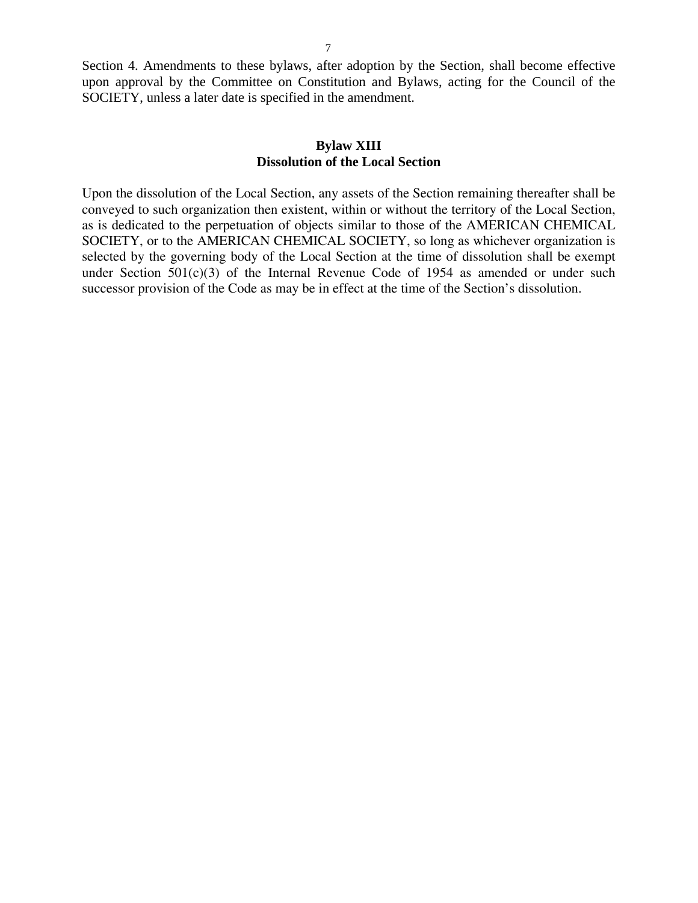Section 4. Amendments to these bylaws, after adoption by the Section, shall become effective upon approval by the Committee on Constitution and Bylaws, acting for the Council of the SOCIETY, unless a later date is specified in the amendment.

## Bylaw XIII
## Dissolution of the Local Section

Upon the dissolution of the Local Section, any assets of the Section remaining thereafter shall be conveyed to such organization then existent, within or without the territory of the Local Section, as is dedicated to the perpetuation of objects similar to those of the AMERICAN CHEMICAL SOCIETY, or to the AMERICAN CHEMICAL SOCIETY, so long as whichever organization is selected by the governing body of the Local Section at the time of dissolution shall be exempt under Section 501(c)(3) of the Internal Revenue Code of 1954 as amended or under such successor provision of the Code as may be in effect at the time of the Section's dissolution.